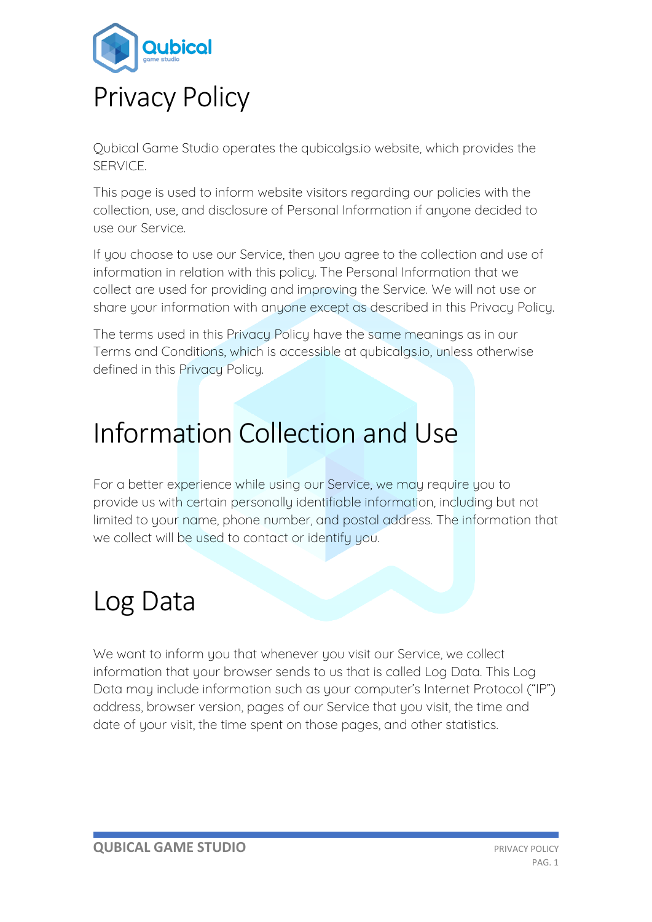# Privacy Policy

Qubical Game Studio operates the qubicalgs.io website, which provides the SERVICE.

This page is used to inform website visitors regarding our policies with the collection, use, and disclosure of Personal Information if anyone decided to use our Service.

If you choose to use our Service, then you agree to the collection and use of information in relation with this policy. The Personal Information that we collect are used for providing and improving the Service. We will not use or share your information with anyone except as described in this Privacy Policy.

The terms used in this Privacy Policy have the same meanings as in our Terms and Conditions, which is accessible at qubicalgs.io, unless otherwise defined in this Privacy Policy.

# Information Collection and Use

For a better experience while using our Service, we may require you to provide us with certain personally identifiable information, including but not limited to your name, phone number, and postal address. The information that we collect will be used to contact or identify you.

# Log Data

We want to inform you that whenever you visit our Service, we collect information that your browser sends to us that is called Log Data. This Log Data may include information such as your computer's Internet Protocol ("IP") address, browser version, pages of our Service that you visit, the time and date of your visit, the time spent on those pages, and other statistics.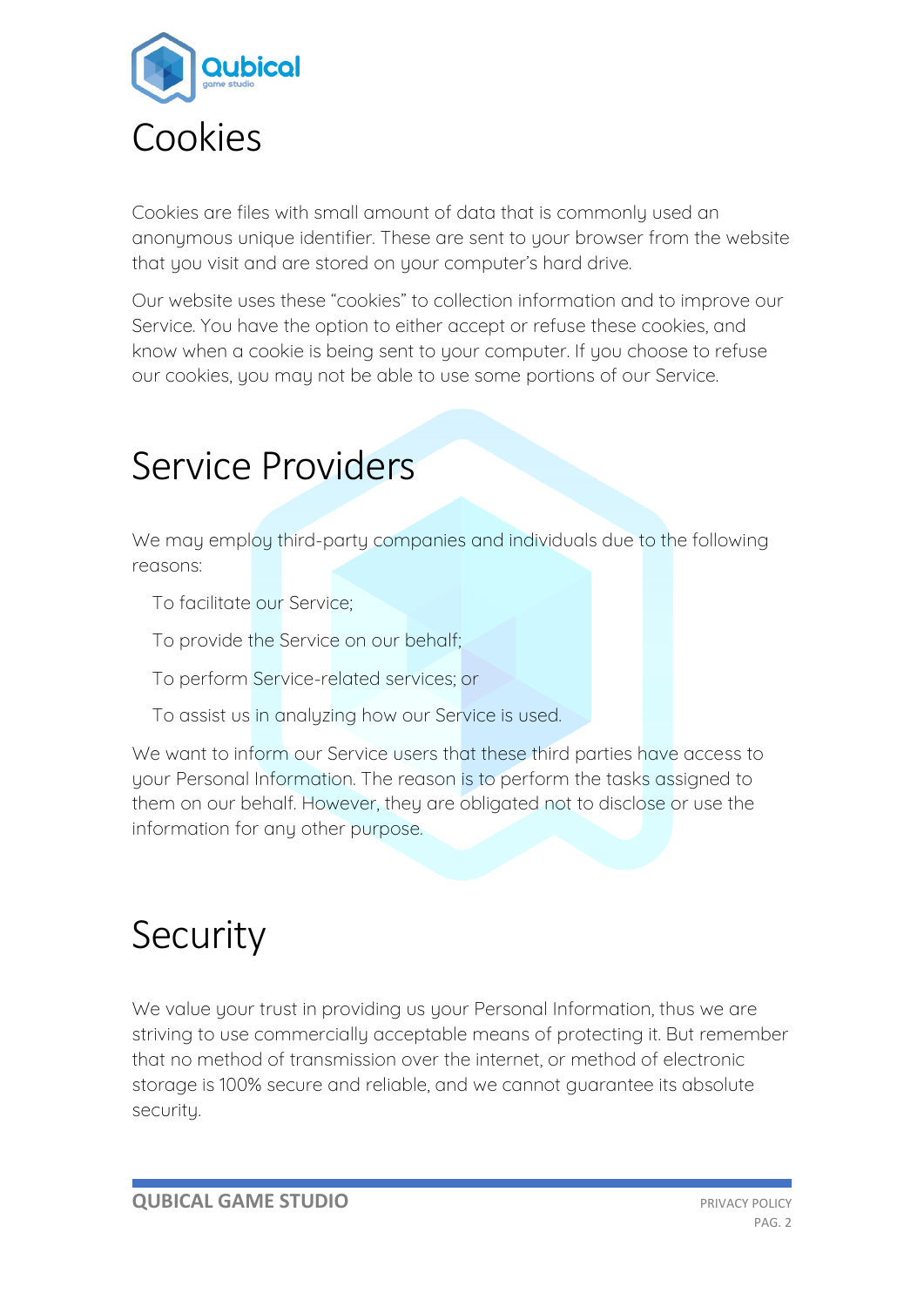# Cookies

Cookies are files with small amount of data that is commonly used an anonymous unique identifier. These are sent to your browser from the website that you visit and are stored on your computer's hard drive.

Our website uses these "cookies" to collection information and to improve our Service. You have the option to either accept or refuse these cookies, and know when a cookie is being sent to your computer. If you choose to refuse our cookies, you may not be able to use some portions of our Service.

# Service Providers

We may employ third-party companies and individuals due to the following reasons:

- To facilitate our Service;
- To provide the Service on our behalf;
- To perform Service-related services; or
- To assist us in analyzing how our Service is used.

We want to inform our Service users that these third parties have access to your Personal Information. The reason is to perform the tasks assigned to them on our behalf. However, they are obligated not to disclose or use the information for any other purpose.

# Security

We value your trust in providing us your Personal Information, thus we are striving to use commercially acceptable means of protecting it. But remember that no method of transmission over the internet, or method of electronic storage is 100% secure and reliable, and we cannot guarantee its absolute security.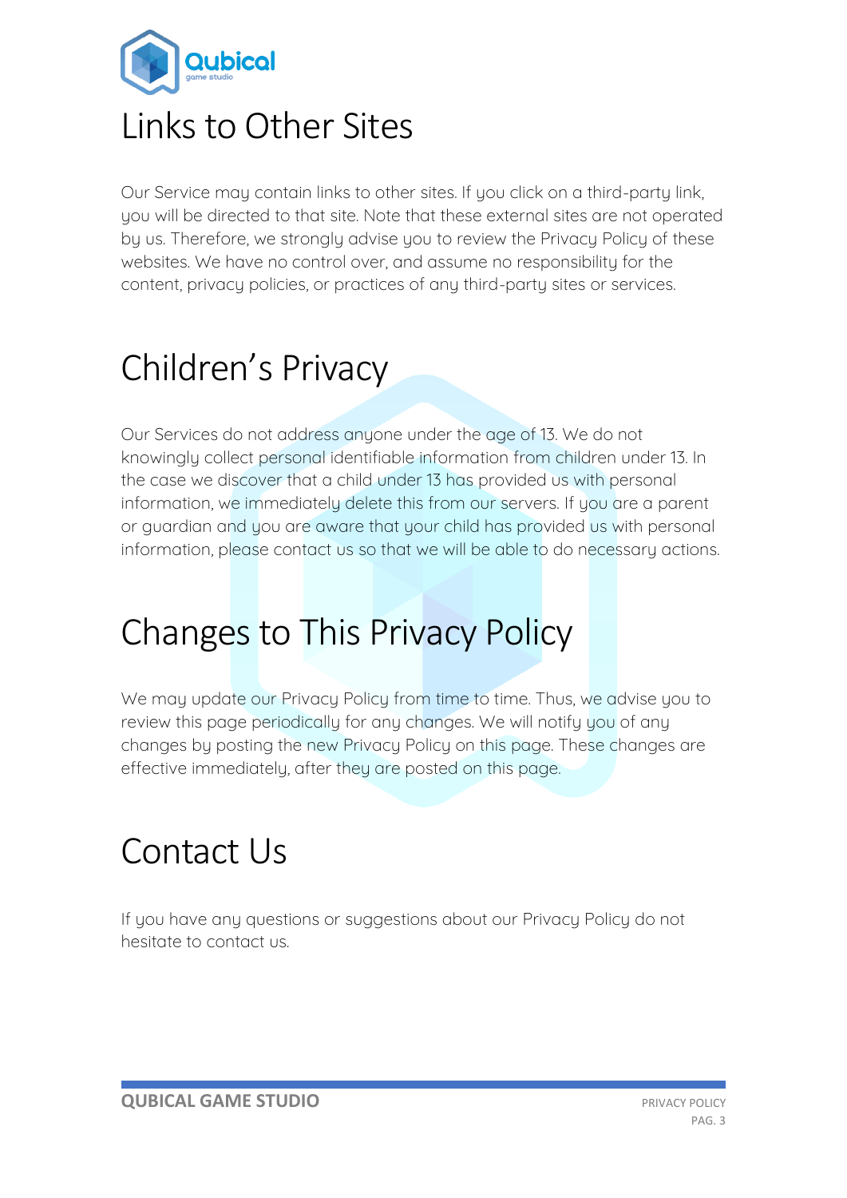# Links to Other Sites

Our Service may contain links to other sites. If you click on a third-party link, you will be directed to that site. Note that these external sites are not operated by us. Therefore, we strongly advise you to review the Privacy Policy of these websites. We have no control over, and assume no responsibility for the content, privacy policies, or practices of any third-party sites or services.

# Children's Privacy

Our Services do not address anyone under the age of 13. We do not knowingly collect personal identifiable information from children under 13. In the case we discover that a child under 13 has provided us with personal information, we immediately delete this from our servers. If you are a parent or guardian and you are aware that your child has provided us with personal information, please contact us so that we will be able to do necessary actions.

# Changes to This Privacy Policy

We may update our Privacy Policy from time to time. Thus, we advise you to review this page periodically for any changes. We will notify you of any changes by posting the new Privacy Policy on this page. These changes are effective immediately, after they are posted on this page.

# Contact Us

If you have any questions or suggestions about our Privacy Policy do not hesitate to contact us.